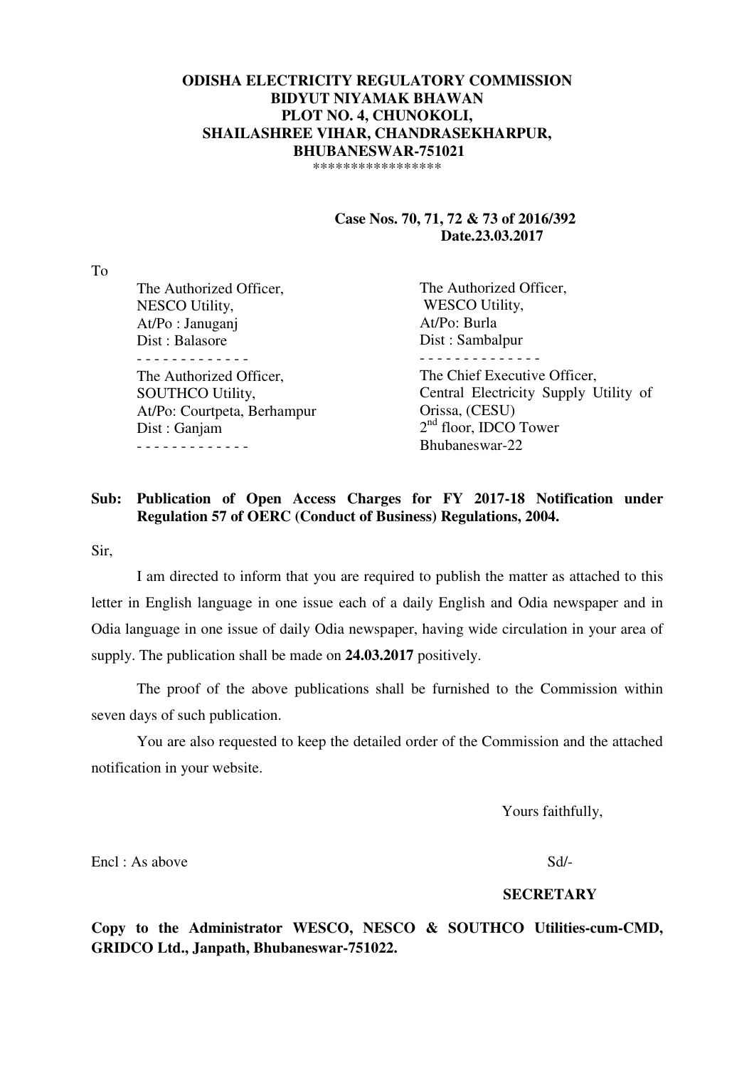**ODISHA ELECTRICITY REGULATORY COMMISSION**
**BIDYUT NIYAMAK BHAWAN**
**PLOT NO. 4, CHUNOKOLI,**
**SHAILASHREE VIHAR, CHANDRASEKHARPUR,**
**BHUBANESWAR-751021**

*****************

**Case Nos. 70, 71, 72 & 73 of 2016/392**
**Date.23.03.2017**

To

The Authorized Officer,
NESCO Utility,
At/Po : Januganj
Dist : Balasore

- - - - - - - - - - - - -

The Authorized Officer,
WESCO Utility,
At/Po: Burla
Dist : Sambalpur

- - - - - - - - - - - - - -

The Authorized Officer,
SOUTHCO Utility,
At/Po: Courtpeta, Berhampur
Dist : Ganjam

- - - - - - - - - - - - -

The Chief Executive Officer,
Central Electricity Supply Utility of Orissa, (CESU)
2nd floor, IDCO Tower
Bhubaneswar-22

**Sub: Publication of Open Access Charges for FY 2017-18 Notification under Regulation 57 of OERC (Conduct of Business) Regulations, 2004.**

Sir,

I am directed to inform that you are required to publish the matter as attached to this letter in English language in one issue each of a daily English and Odia newspaper and in Odia language in one issue of daily Odia newspaper, having wide circulation in your area of supply. The publication shall be made on **24.03.2017** positively.

The proof of the above publications shall be furnished to the Commission within seven days of such publication.

You are also requested to keep the detailed order of the Commission and the attached notification in your website.

Yours faithfully,

Encl : As above

Sd/-

**SECRETARY**

**Copy to the Administrator WESCO, NESCO & SOUTHCO Utilities-cum-CMD, GRIDCO Ltd., Janpath, Bhubaneswar-751022.**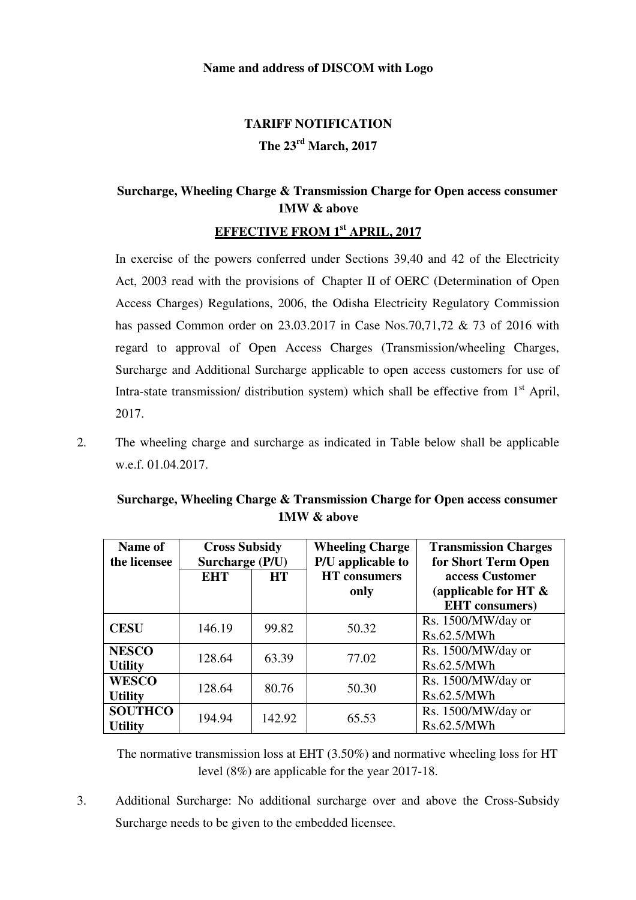**Name and address of DISCOM with Logo**

**TARIFF NOTIFICATION**

**The 23rd March, 2017**

**Surcharge, Wheeling Charge & Transmission Charge for Open access consumer 1MW & above**

**EFFECTIVE FROM 1st APRIL, 2017**

In exercise of the powers conferred under Sections 39,40 and 42 of the Electricity Act, 2003 read with the provisions of Chapter II of OERC (Determination of Open Access Charges) Regulations, 2006, the Odisha Electricity Regulatory Commission has passed Common order on 23.03.2017 in Case Nos.70,71,72 & 73 of 2016 with regard to approval of Open Access Charges (Transmission/wheeling Charges, Surcharge and Additional Surcharge applicable to open access customers for use of Intra-state transmission/ distribution system) which shall be effective from 1st April, 2017.

2. The wheeling charge and surcharge as indicated in Table below shall be applicable w.e.f. 01.04.2017.

**Surcharge, Wheeling Charge & Transmission Charge for Open access consumer 1MW & above**

| Name of the licensee | Cross Subsidy Surcharge (P/U) | | Wheeling Charge P/U applicable to HT consumers only | Transmission Charges for Short Term Open access Customer (applicable for HT & EHT consumers) |
|---|---|---|---|---|
| | EHT | HT | | |
| **CESU** | 146.19 | 99.82 | 50.32 | Rs. 1500/MW/day or Rs.62.5/MWh |
| **NESCO Utility** | 128.64 | 63.39 | 77.02 | Rs. 1500/MW/day or Rs.62.5/MWh |
| **WESCO Utility** | 128.64 | 80.76 | 50.30 | Rs. 1500/MW/day or Rs.62.5/MWh |
| **SOUTHCO Utility** | 194.94 | 142.92 | 65.53 | Rs. 1500/MW/day or Rs.62.5/MWh |

The normative transmission loss at EHT (3.50%) and normative wheeling loss for HT level (8%) are applicable for the year 2017-18.

3. Additional Surcharge: No additional surcharge over and above the Cross-Subsidy Surcharge needs to be given to the embedded licensee.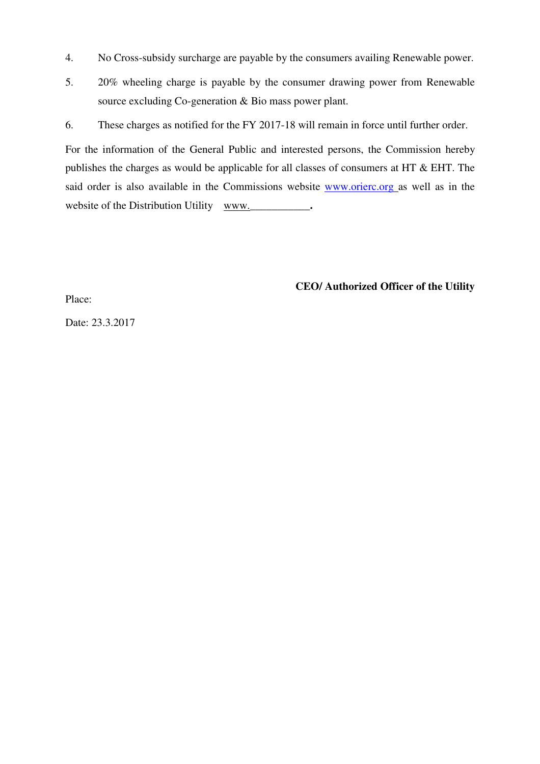4. No Cross-subsidy surcharge are payable by the consumers availing Renewable power.

5. 20% wheeling charge is payable by the consumer drawing power from Renewable source excluding Co-generation & Bio mass power plant.

6. These charges as notified for the FY 2017-18 will remain in force until further order.

For the information of the General Public and interested persons, the Commission hereby publishes the charges as would be applicable for all classes of consumers at HT & EHT. The said order is also available in the Commissions website www.orierc.org as well as in the website of the Distribution Utility www.___________.

**CEO/ Authorized Officer of the Utility**

Place:

Date: 23.3.2017